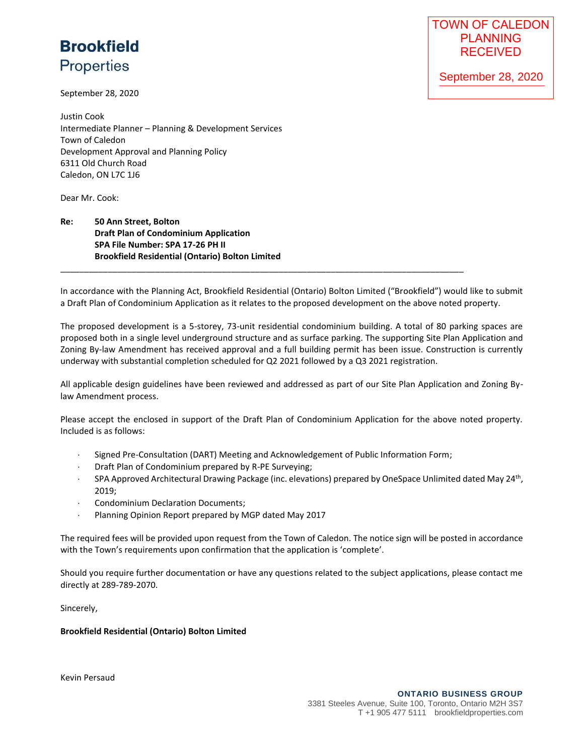**Brookfield**
Properties

TOWN OF CALEDON
PLANNING
RECEIVED

September 28, 2020

September 28, 2020

Justin Cook
Intermediate Planner – Planning & Development Services
Town of Caledon
Development Approval and Planning Policy
6311 Old Church Road
Caledon, ON L7C 1J6

Dear Mr. Cook:

**Re: 50 Ann Street, Bolton**
**Draft Plan of Condominium Application**
**SPA File Number: SPA 17-26 PH II**
**Brookfield Residential (Ontario) Bolton Limited**

---

In accordance with the Planning Act, Brookfield Residential (Ontario) Bolton Limited ("Brookfield") would like to submit a Draft Plan of Condominium Application as it relates to the proposed development on the above noted property.

The proposed development is a 5-storey, 73-unit residential condominium building. A total of 80 parking spaces are proposed both in a single level underground structure and as surface parking. The supporting Site Plan Application and Zoning By-law Amendment has received approval and a full building permit has been issue. Construction is currently underway with substantial completion scheduled for Q2 2021 followed by a Q3 2021 registration.

All applicable design guidelines have been reviewed and addressed as part of our Site Plan Application and Zoning By-law Amendment process.

Please accept the enclosed in support of the Draft Plan of Condominium Application for the above noted property. Included is as follows:

- Signed Pre-Consultation (DART) Meeting and Acknowledgement of Public Information Form;
- Draft Plan of Condominium prepared by R-PE Surveying;
- SPA Approved Architectural Drawing Package (inc. elevations) prepared by OneSpace Unlimited dated May 24th, 2019;
- Condominium Declaration Documents;
- Planning Opinion Report prepared by MGP dated May 2017

The required fees will be provided upon request from the Town of Caledon. The notice sign will be posted in accordance with the Town's requirements upon confirmation that the application is 'complete'.

Should you require further documentation or have any questions related to the subject applications, please contact me directly at 289-789-2070.

Sincerely,

**Brookfield Residential (Ontario) Bolton Limited**

Kevin Persaud

**ONTARIO BUSINESS GROUP**
3381 Steeles Avenue, Suite 100, Toronto, Ontario M2H 3S7
T +1 905 477 5111 brookfieldproperties.com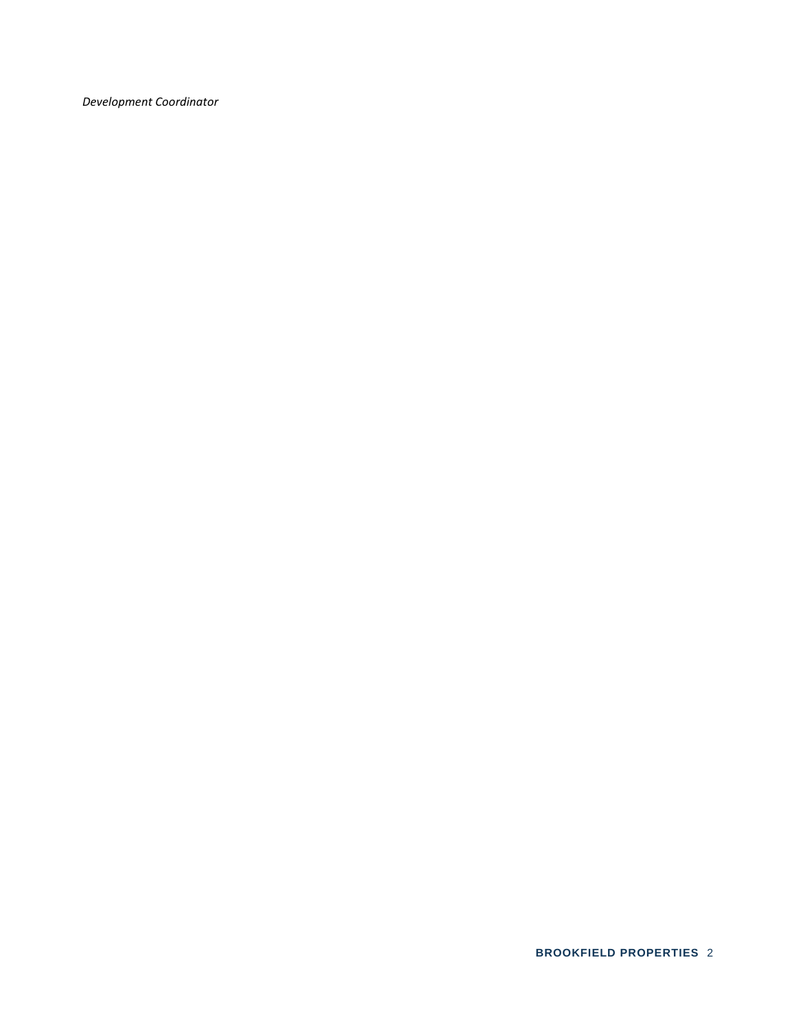*Development Coordinator*